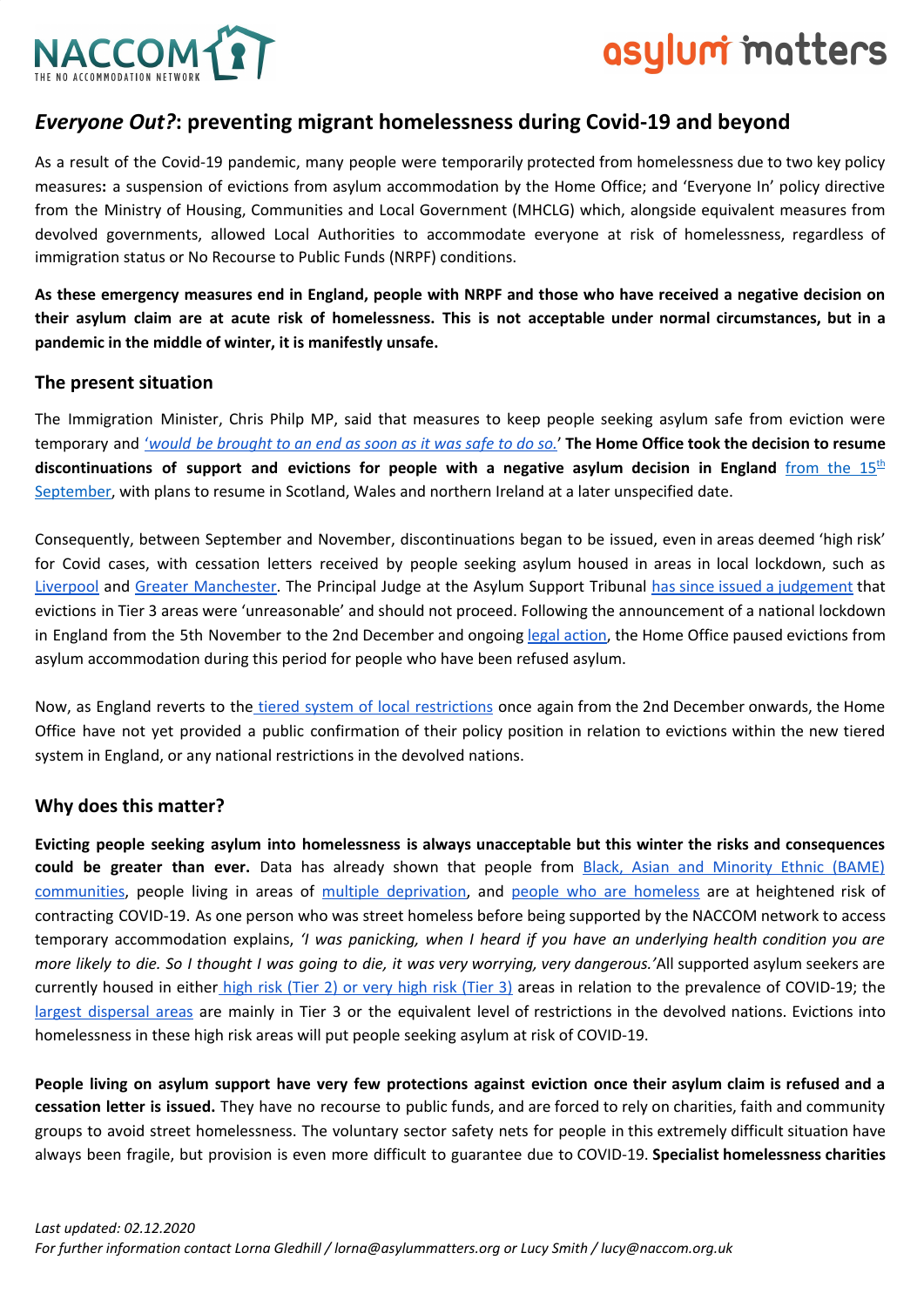# *Everyone Out?*: preventing migrant homelessness during Covid-19 and beyond

As a result of the Covid-19 pandemic, many people were temporarily protected from homelessness due to two key policy measures**:** a suspension of evictions from asylum accommodation by the Home Office; and 'Everyone In' policy directive from the Ministry of Housing, Communities and Local Government (MHCLG) which, alongside equivalent measures from devolved governments, allowed Local Authorities to accommodate everyone at risk of homelessness, regardless of immigration status or No Recourse to Public Funds (NRPF) conditions.

**As these emergency measures end in England, people with NRPF and those who have received a negative decision on their asylum claim are at acute risk of homelessness. This is not acceptable under normal circumstances, but in a pandemic in the middle of winter, it is manifestly unsafe.**

## The present situation

The Immigration Minister, Chris Philp MP, said that measures to keep people seeking asylum safe from eviction were temporary and '*would be brought to an end as soon as it was safe to do so.*' **The Home Office took the decision to resume discontinuations of support and evictions for people with a negative asylum decision in England** from the 15th September, with plans to resume in Scotland, Wales and northern Ireland at a later unspecified date.

Consequently, between September and November, discontinuations began to be issued, even in areas deemed 'high risk' for Covid cases, with cessation letters received by people seeking asylum housed in areas in local lockdown, such as Liverpool and Greater Manchester. The Principal Judge at the Asylum Support Tribunal has since issued a judgement that evictions in Tier 3 areas were 'unreasonable' and should not proceed. Following the announcement of a national lockdown in England from the 5th November to the 2nd December and ongoing legal action, the Home Office paused evictions from asylum accommodation during this period for people who have been refused asylum.

Now, as England reverts to the tiered system of local restrictions once again from the 2nd December onwards, the Home Office have not yet provided a public confirmation of their policy position in relation to evictions within the new tiered system in England, or any national restrictions in the devolved nations.

## Why does this matter?

**Evicting people seeking asylum into homelessness is always unacceptable but this winter the risks and consequences could be greater than ever.** Data has already shown that people from Black, Asian and Minority Ethnic (BAME) communities, people living in areas of multiple deprivation, and people who are homeless are at heightened risk of contracting COVID-19. As one person who was street homeless before being supported by the NACCOM network to access temporary accommodation explains, *'I was panicking, when I heard if you have an underlying health condition you are more likely to die. So I thought I was going to die, it was very worrying, very dangerous.'* All supported asylum seekers are currently housed in either high risk (Tier 2) or very high risk (Tier 3) areas in relation to the prevalence of COVID-19; the largest dispersal areas are mainly in Tier 3 or the equivalent level of restrictions in the devolved nations. Evictions into homelessness in these high risk areas will put people seeking asylum at risk of COVID-19.

**People living on asylum support have very few protections against eviction once their asylum claim is refused and a cessation letter is issued.** They have no recourse to public funds, and are forced to rely on charities, faith and community groups to avoid street homelessness. The voluntary sector safety nets for people in this extremely difficult situation have always been fragile, but provision is even more difficult to guarantee due to COVID-19. **Specialist homelessness charities**

*Last updated: 02.12.2020*
*For further information contact Lorna Gledhill / lorna@asylummatters.org or Lucy Smith / lucy@naccom.org.uk*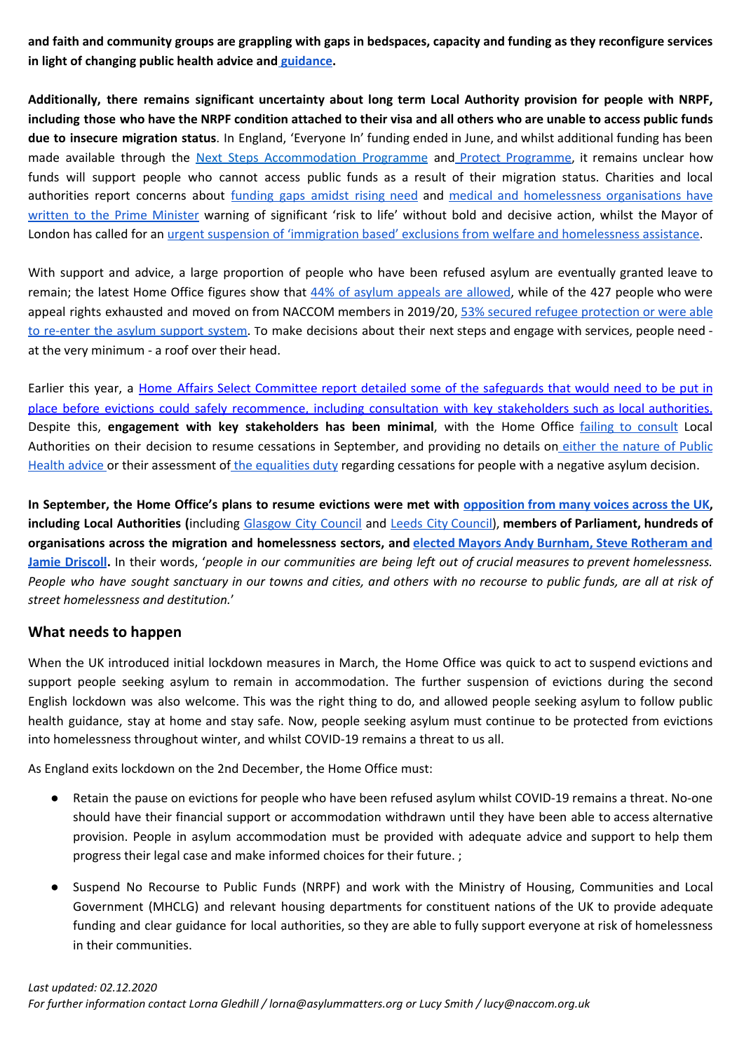**and faith and community groups are grappling with gaps in bedspaces, capacity and funding as they reconfigure services in light of changing public health advice and guidance.**

**Additionally, there remains significant uncertainty about long term Local Authority provision for people with NRPF, including those who have the NRPF condition attached to their visa and all others who are unable to access public funds due to insecure migration status**. In England, 'Everyone In' funding ended in June, and whilst additional funding has been made available through the Next Steps Accommodation Programme and Protect Programme, it remains unclear how funds will support people who cannot access public funds as a result of their migration status. Charities and local authorities report concerns about funding gaps amidst rising need and medical and homelessness organisations have written to the Prime Minister warning of significant 'risk to life' without bold and decisive action, whilst the Mayor of London has called for an urgent suspension of 'immigration based' exclusions from welfare and homelessness assistance.

With support and advice, a large proportion of people who have been refused asylum are eventually granted leave to remain; the latest Home Office figures show that 44% of asylum appeals are allowed, while of the 427 people who were appeal rights exhausted and moved on from NACCOM members in 2019/20, 53% secured refugee protection or were able to re-enter the asylum support system. To make decisions about their next steps and engage with services, people need - at the very minimum - a roof over their head.

Earlier this year, a Home Affairs Select Committee report detailed some of the safeguards that would need to be put in place before evictions could safely recommence, including consultation with key stakeholders such as local authorities. Despite this, **engagement with key stakeholders has been minimal**, with the Home Office failing to consult Local Authorities on their decision to resume cessations in September, and providing no details on either the nature of Public Health advice or their assessment of the equalities duty regarding cessations for people with a negative asylum decision.

**In September, the Home Office's plans to resume evictions were met with opposition from many voices across the UK, including Local Authorities (**including Glasgow City Council and Leeds City Council**), members of Parliament, hundreds of organisations across the migration and homelessness sectors, and elected Mayors Andy Burnham, Steve Rotheram and Jamie Driscoll.** In their words, '*people in our communities are being left out of crucial measures to prevent homelessness. People who have sought sanctuary in our towns and cities, and others with no recourse to public funds, are all at risk of street homelessness and destitution.*'

## What needs to happen

When the UK introduced initial lockdown measures in March, the Home Office was quick to act to suspend evictions and support people seeking asylum to remain in accommodation. The further suspension of evictions during the second English lockdown was also welcome. This was the right thing to do, and allowed people seeking asylum to follow public health guidance, stay at home and stay safe. Now, people seeking asylum must continue to be protected from evictions into homelessness throughout winter, and whilst COVID-19 remains a threat to us all.

As England exits lockdown on the 2nd December, the Home Office must:

- Retain the pause on evictions for people who have been refused asylum whilst COVID-19 remains a threat. No-one should have their financial support or accommodation withdrawn until they have been able to access alternative provision. People in asylum accommodation must be provided with adequate advice and support to help them progress their legal case and make informed choices for their future. ;
- Suspend No Recourse to Public Funds (NRPF) and work with the Ministry of Housing, Communities and Local Government (MHCLG) and relevant housing departments for constituent nations of the UK to provide adequate funding and clear guidance for local authorities, so they are able to fully support everyone at risk of homelessness in their communities.

*Last updated: 02.12.2020*
*For further information contact Lorna Gledhill / lorna@asylummatters.org or Lucy Smith / lucy@naccom.org.uk*